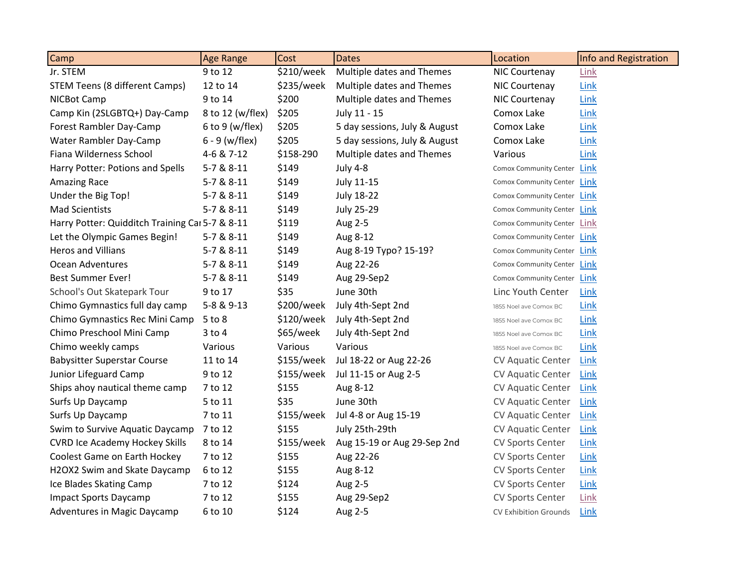| Camp | Age Range | Cost | Dates | Location | Info and Registration |
|---|---|---|---|---|---|
| Jr. STEM | 9 to 12 | $210/week | Multiple dates and Themes | NIC Courtenay | Link |
| STEM Teens (8 different Camps) | 12 to 14 | $235/week | Multiple dates and Themes | NIC Courtenay | Link |
| NICBot Camp | 9 to 14 | $200 | Multiple dates and Themes | NIC Courtenay | Link |
| Camp Kin (2SLGBTQ+) Day-Camp | 8 to 12 (w/flex) | $205 | July 11 - 15 | Comox Lake | Link |
| Forest Rambler Day-Camp | 6 to 9 (w/flex) | $205 | 5 day sessions, July & August | Comox Lake | Link |
| Water Rambler Day-Camp | 6 - 9 (w/flex) | $205 | 5 day sessions, July & August | Comox Lake | Link |
| Fiana Wilderness School | 4-6 & 7-12 | $158-290 | Multiple dates and Themes | Various | Link |
| Harry Potter: Potions and Spells | 5-7 & 8-11 | $149 | July 4-8 | Comox Community Center | Link |
| Amazing Race | 5-7 & 8-11 | $149 | July 11-15 | Comox Community Center | Link |
| Under the Big Top! | 5-7 & 8-11 | $149 | July 18-22 | Comox Community Center | Link |
| Mad Scientists | 5-7 & 8-11 | $149 | July 25-29 | Comox Community Center | Link |
| Harry Potter: Quidditch Training Car | 5-7 & 8-11 | $119 | Aug 2-5 | Comox Community Center | Link |
| Let the Olympic Games Begin! | 5-7 & 8-11 | $149 | Aug 8-12 | Comox Community Center | Link |
| Heros and Villians | 5-7 & 8-11 | $149 | Aug 8-19 Typo? 15-19? | Comox Community Center | Link |
| Ocean Adventures | 5-7 & 8-11 | $149 | Aug 22-26 | Comox Community Center | Link |
| Best Summer Ever! | 5-7 & 8-11 | $149 | Aug 29-Sep2 | Comox Community Center | Link |
| School's Out Skatepark Tour | 9 to 17 | $35 | June 30th | Linc Youth Center | Link |
| Chimo Gymnastics full day camp | 5-8 & 9-13 | $200/week | July 4th-Sept 2nd | 1855 Noel ave Comox BC | Link |
| Chimo Gymnastics Rec Mini Camp | 5 to 8 | $120/week | July 4th-Sept 2nd | 1855 Noel ave Comox BC | Link |
| Chimo Preschool Mini Camp | 3 to 4 | $65/week | July 4th-Sept 2nd | 1855 Noel ave Comox BC | Link |
| Chimo weekly camps | Various | Various | Various | 1855 Noel ave Comox BC | Link |
| Babysitter Superstar Course | 11 to 14 | $155/week | Jul 18-22 or Aug 22-26 | CV Aquatic Center | Link |
| Junior Lifeguard Camp | 9 to 12 | $155/week | Jul 11-15 or Aug 2-5 | CV Aquatic Center | Link |
| Ships ahoy nautical theme camp | 7 to 12 | $155 | Aug 8-12 | CV Aquatic Center | Link |
| Surfs Up Daycamp | 5 to 11 | $35 | June 30th | CV Aquatic Center | Link |
| Surfs Up Daycamp | 7 to 11 | $155/week | Jul 4-8 or Aug 15-19 | CV Aquatic Center | Link |
| Swim to Survive Aquatic Daycamp | 7 to 12 | $155 | July 25th-29th | CV Aquatic Center | Link |
| CVRD Ice Academy Hockey Skills | 8 to 14 | $155/week | Aug 15-19 or Aug 29-Sep 2nd | CV Sports Center | Link |
| Coolest Game on Earth Hockey | 7 to 12 | $155 | Aug 22-26 | CV Sports Center | Link |
| H2OX2 Swim and Skate Daycamp | 6 to 12 | $155 | Aug 8-12 | CV Sports Center | Link |
| Ice Blades Skating Camp | 7 to 12 | $124 | Aug 2-5 | CV Sports Center | Link |
| Impact Sports Daycamp | 7 to 12 | $155 | Aug 29-Sep2 | CV Sports Center | Link |
| Adventures in Magic Daycamp | 6 to 10 | $124 | Aug 2-5 | CV Exhibition Grounds | Link |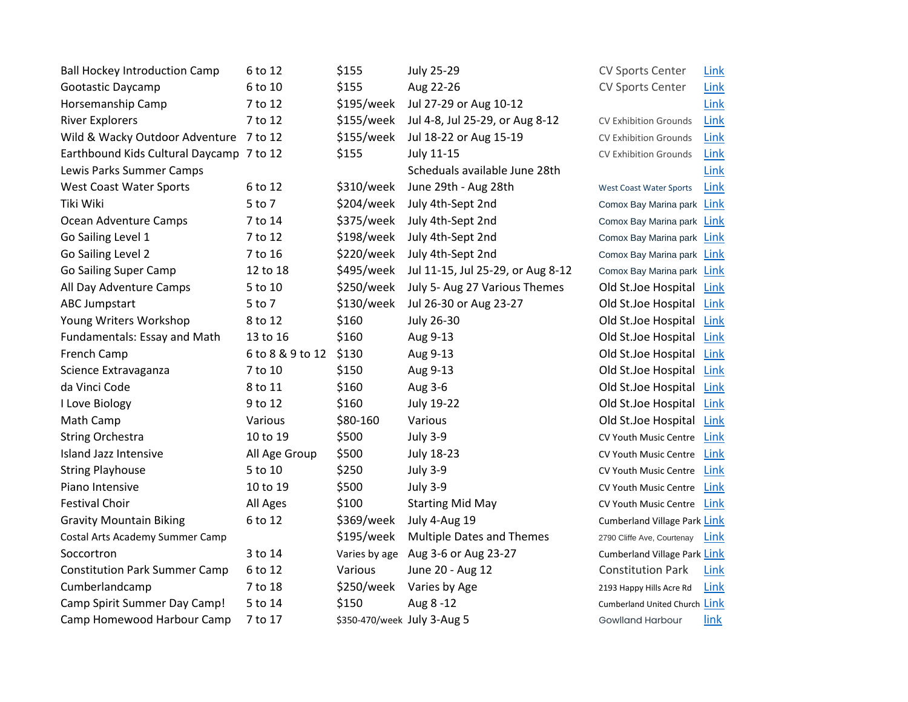| | | | | | |
|---|---|---|---|---|---|
| Ball Hockey Introduction Camp | 6 to 12 | $155 | July 25-29 | CV Sports Center | Link |
| Gootastic Daycamp | 6 to 10 | $155 | Aug 22-26 | CV Sports Center | Link |
| Horsemanship Camp | 7 to 12 | $195/week | Jul 27-29 or Aug 10-12 | | Link |
| River Explorers | 7 to 12 | $155/week | Jul 4-8, Jul 25-29, or Aug 8-12 | CV Exhibition Grounds | Link |
| Wild & Wacky Outdoor Adventure | 7 to 12 | $155/week | Jul 18-22 or Aug 15-19 | CV Exhibition Grounds | Link |
| Earthbound Kids Cultural Daycamp | 7 to 12 | $155 | July 11-15 | CV Exhibition Grounds | Link |
| Lewis Parks Summer Camps | | | Scheduals available June 28th | | Link |
| West Coast Water Sports | 6 to 12 | $310/week | June 29th - Aug 28th | West Coast Water Sports | Link |
| Tiki Wiki | 5 to 7 | $204/week | July 4th-Sept 2nd | Comox Bay Marina park | Link |
| Ocean Adventure Camps | 7 to 14 | $375/week | July 4th-Sept 2nd | Comox Bay Marina park | Link |
| Go Sailing Level 1 | 7 to 12 | $198/week | July 4th-Sept 2nd | Comox Bay Marina park | Link |
| Go Sailing Level 2 | 7 to 16 | $220/week | July 4th-Sept 2nd | Comox Bay Marina park | Link |
| Go Sailing Super Camp | 12 to 18 | $495/week | Jul 11-15, Jul 25-29, or Aug 8-12 | Comox Bay Marina park | Link |
| All Day Adventure Camps | 5 to 10 | $250/week | July 5- Aug 27 Various Themes | Old St.Joe Hospital | Link |
| ABC Jumpstart | 5 to 7 | $130/week | Jul 26-30 or Aug 23-27 | Old St.Joe Hospital | Link |
| Young Writers Workshop | 8 to 12 | $160 | July 26-30 | Old St.Joe Hospital | Link |
| Fundamentals: Essay and Math | 13 to 16 | $160 | Aug 9-13 | Old St.Joe Hospital | Link |
| French Camp | 6 to 8 & 9 to 12 | $130 | Aug 9-13 | Old St.Joe Hospital | Link |
| Science Extravaganza | 7 to 10 | $150 | Aug 9-13 | Old St.Joe Hospital | Link |
| da Vinci Code | 8 to 11 | $160 | Aug 3-6 | Old St.Joe Hospital | Link |
| I Love Biology | 9 to 12 | $160 | July 19-22 | Old St.Joe Hospital | Link |
| Math Camp | Various | $80-160 | Various | Old St.Joe Hospital | Link |
| String Orchestra | 10 to 19 | $500 | July 3-9 | CV Youth Music Centre | Link |
| Island Jazz Intensive | All Age Group | $500 | July 18-23 | CV Youth Music Centre | Link |
| String Playhouse | 5 to 10 | $250 | July 3-9 | CV Youth Music Centre | Link |
| Piano Intensive | 10 to 19 | $500 | July 3-9 | CV Youth Music Centre | Link |
| Festival Choir | All Ages | $100 | Starting Mid May | CV Youth Music Centre | Link |
| Gravity Mountain Biking | 6 to 12 | $369/week | July 4-Aug 19 | Cumberland Village Park | Link |
| Costal Arts Academy Summer Camp | | $195/week | Multiple Dates and Themes | 2790 Cliffe Ave, Courtenay | Link |
| Soccortron | 3 to 14 | Varies by age | Aug 3-6 or Aug 23-27 | Cumberland Village Park | Link |
| Constitution Park Summer Camp | 6 to 12 | Various | June 20 - Aug 12 | Constitution Park | Link |
| Cumberlandcamp | 7 to 18 | $250/week | Varies by Age | 2193 Happy Hills Acre Rd | Link |
| Camp Spirit Summer Day Camp! | 5 to 14 | $150 | Aug 8 -12 | Cumberland United Church | Link |
| Camp Homewood Harbour Camp | 7 to 17 | $350-470/week | July 3-Aug 5 | Gowlland Harbour | link |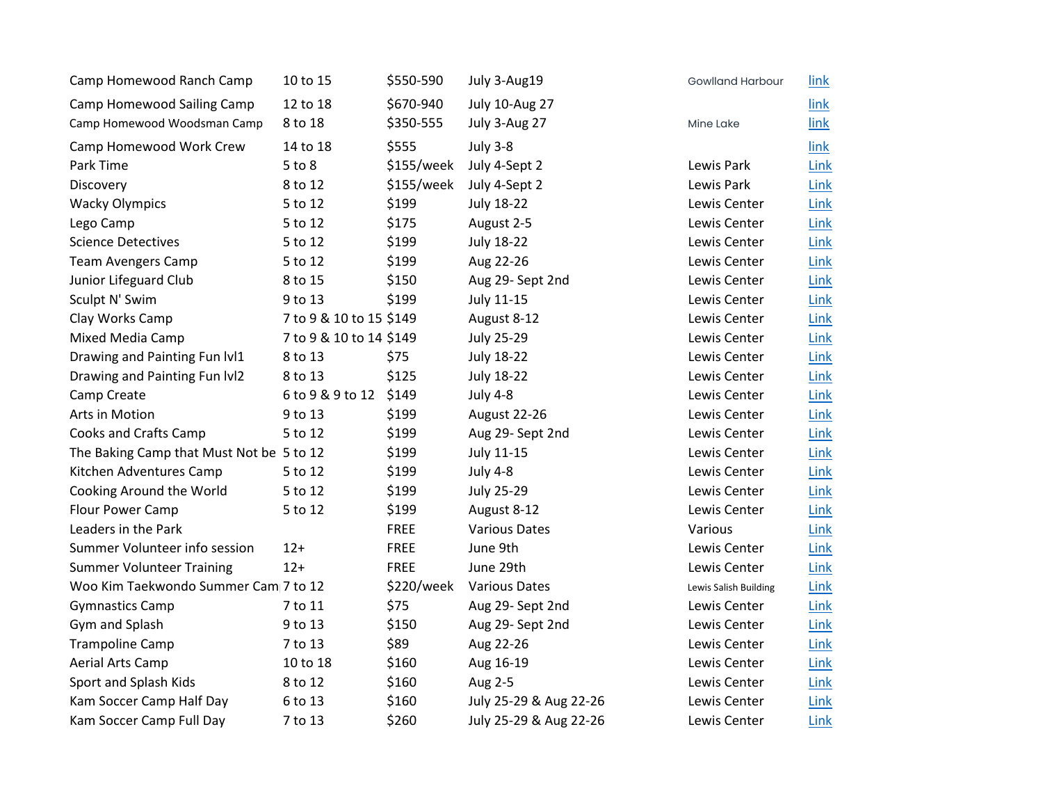| | | | | | |
|---|---|---|---|---|---|
| Camp Homewood Ranch Camp | 10 to 15 | $550-590 | July 3-Aug19 | Gowlland Harbour | link |
| Camp Homewood Sailing Camp | 12 to 18 | $670-940 | July 10-Aug 27 | | link |
| Camp Homewood Woodsman Camp | 8 to 18 | $350-555 | July 3-Aug 27 | Mine Lake | link |
| Camp Homewood Work Crew | 14 to 18 | $555 | July 3-8 | | link |
| Park Time | 5 to 8 | $155/week | July 4-Sept 2 | Lewis Park | Link |
| Discovery | 8 to 12 | $155/week | July 4-Sept 2 | Lewis Park | Link |
| Wacky Olympics | 5 to 12 | $199 | July 18-22 | Lewis Center | Link |
| Lego Camp | 5 to 12 | $175 | August 2-5 | Lewis Center | Link |
| Science Detectives | 5 to 12 | $199 | July 18-22 | Lewis Center | Link |
| Team Avengers Camp | 5 to 12 | $199 | Aug 22-26 | Lewis Center | Link |
| Junior Lifeguard Club | 8 to 15 | $150 | Aug 29- Sept 2nd | Lewis Center | Link |
| Sculpt N' Swim | 9 to 13 | $199 | July 11-15 | Lewis Center | Link |
| Clay Works Camp | 7 to 9 & 10 to 15 | $149 | August 8-12 | Lewis Center | Link |
| Mixed Media Camp | 7 to 9 & 10 to 14 | $149 | July 25-29 | Lewis Center | Link |
| Drawing and Painting Fun lvl1 | 8 to 13 | $75 | July 18-22 | Lewis Center | Link |
| Drawing and Painting Fun lvl2 | 8 to 13 | $125 | July 18-22 | Lewis Center | Link |
| Camp Create | 6 to 9 & 9 to 12 | $149 | July 4-8 | Lewis Center | Link |
| Arts in Motion | 9 to 13 | $199 | August 22-26 | Lewis Center | Link |
| Cooks and Crafts Camp | 5 to 12 | $199 | Aug 29- Sept 2nd | Lewis Center | Link |
| The Baking Camp that Must Not be | 5 to 12 | $199 | July 11-15 | Lewis Center | Link |
| Kitchen Adventures Camp | 5 to 12 | $199 | July 4-8 | Lewis Center | Link |
| Cooking Around the World | 5 to 12 | $199 | July 25-29 | Lewis Center | Link |
| Flour Power Camp | 5 to 12 | $199 | August 8-12 | Lewis Center | Link |
| Leaders in the Park | | FREE | Various Dates | Various | Link |
| Summer Volunteer info session | 12+ | FREE | June 9th | Lewis Center | Link |
| Summer Volunteer Training | 12+ | FREE | June 29th | Lewis Center | Link |
| Woo Kim Taekwondo Summer Cam | 7 to 12 | $220/week | Various Dates | Lewis Salish Building | Link |
| Gymnastics Camp | 7 to 11 | $75 | Aug 29- Sept 2nd | Lewis Center | Link |
| Gym and Splash | 9 to 13 | $150 | Aug 29- Sept 2nd | Lewis Center | Link |
| Trampoline Camp | 7 to 13 | $89 | Aug 22-26 | Lewis Center | Link |
| Aerial Arts Camp | 10 to 18 | $160 | Aug 16-19 | Lewis Center | Link |
| Sport and Splash Kids | 8 to 12 | $160 | Aug 2-5 | Lewis Center | Link |
| Kam Soccer Camp Half Day | 6 to 13 | $160 | July 25-29 & Aug 22-26 | Lewis Center | Link |
| Kam Soccer Camp Full Day | 7 to 13 | $260 | July 25-29 & Aug 22-26 | Lewis Center | Link |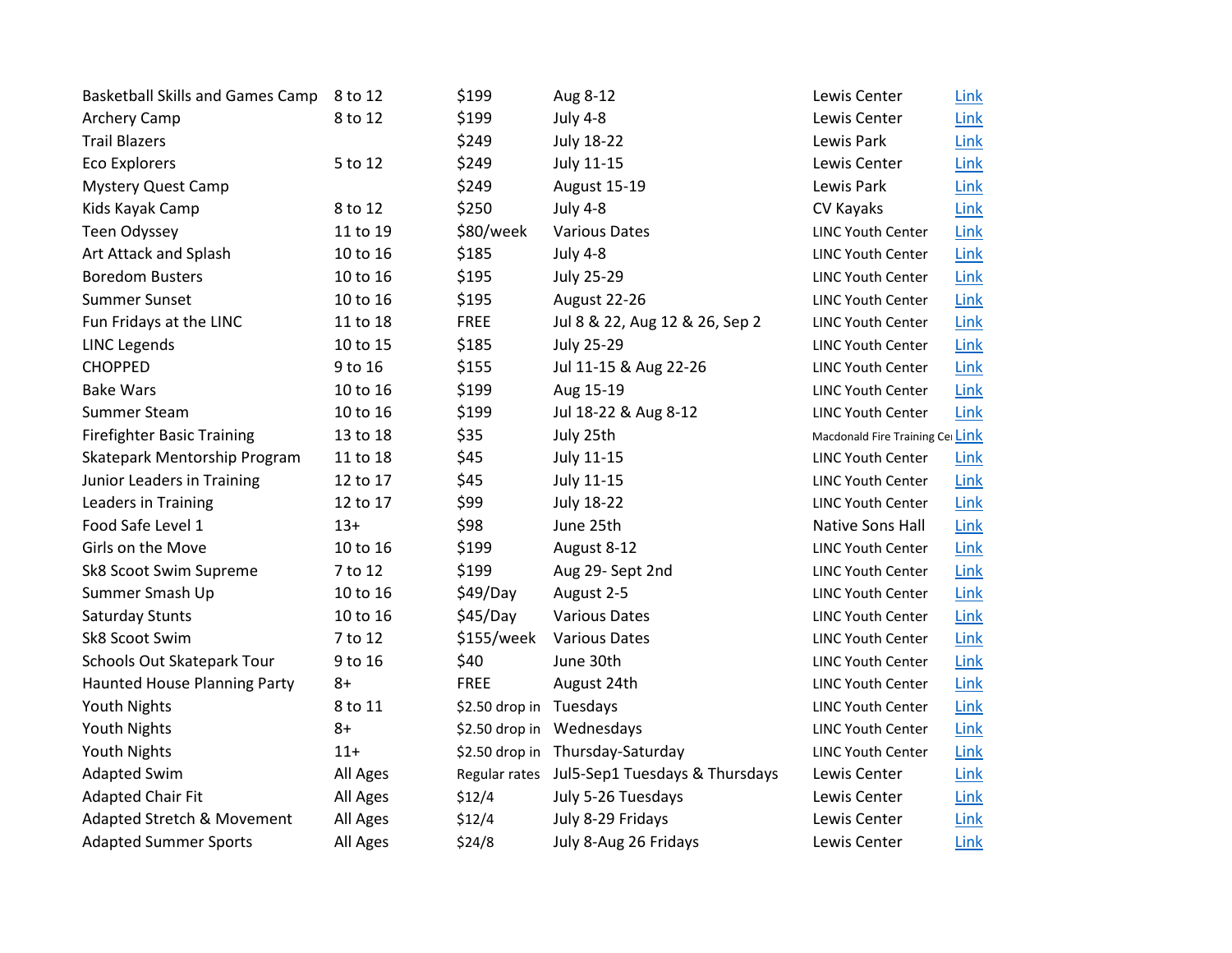| | | | | | |
|---|---|---|---|---|---|
| Basketball Skills and Games Camp | 8 to 12 | $199 | Aug 8-12 | Lewis Center | Link |
| Archery Camp | 8 to 12 | $199 | July 4-8 | Lewis Center | Link |
| Trail Blazers | | $249 | July 18-22 | Lewis Park | Link |
| Eco Explorers | 5 to 12 | $249 | July 11-15 | Lewis Center | Link |
| Mystery Quest Camp | | $249 | August 15-19 | Lewis Park | Link |
| Kids Kayak Camp | 8 to 12 | $250 | July 4-8 | CV Kayaks | Link |
| Teen Odyssey | 11 to 19 | $80/week | Various Dates | LINC Youth Center | Link |
| Art Attack and Splash | 10 to 16 | $185 | July 4-8 | LINC Youth Center | Link |
| Boredom Busters | 10 to 16 | $195 | July 25-29 | LINC Youth Center | Link |
| Summer Sunset | 10 to 16 | $195 | August 22-26 | LINC Youth Center | Link |
| Fun Fridays at the LINC | 11 to 18 | FREE | Jul 8 & 22, Aug 12 & 26, Sep 2 | LINC Youth Center | Link |
| LINC Legends | 10 to 15 | $185 | July 25-29 | LINC Youth Center | Link |
| CHOPPED | 9 to 16 | $155 | Jul 11-15 & Aug 22-26 | LINC Youth Center | Link |
| Bake Wars | 10 to 16 | $199 | Aug 15-19 | LINC Youth Center | Link |
| Summer Steam | 10 to 16 | $199 | Jul 18-22 & Aug 8-12 | LINC Youth Center | Link |
| Firefighter Basic Training | 13 to 18 | $35 | July 25th | Macdonald Fire Training Ce | Link |
| Skatepark Mentorship Program | 11 to 18 | $45 | July 11-15 | LINC Youth Center | Link |
| Junior Leaders in Training | 12 to 17 | $45 | July 11-15 | LINC Youth Center | Link |
| Leaders in Training | 12 to 17 | $99 | July 18-22 | LINC Youth Center | Link |
| Food Safe Level 1 | 13+ | $98 | June 25th | Native Sons Hall | Link |
| Girls on the Move | 10 to 16 | $199 | August 8-12 | LINC Youth Center | Link |
| Sk8 Scoot Swim Supreme | 7 to 12 | $199 | Aug 29- Sept 2nd | LINC Youth Center | Link |
| Summer Smash Up | 10 to 16 | $49/Day | August 2-5 | LINC Youth Center | Link |
| Saturday Stunts | 10 to 16 | $45/Day | Various Dates | LINC Youth Center | Link |
| Sk8 Scoot Swim | 7 to 12 | $155/week | Various Dates | LINC Youth Center | Link |
| Schools Out Skatepark Tour | 9 to 16 | $40 | June 30th | LINC Youth Center | Link |
| Haunted House Planning Party | 8+ | FREE | August 24th | LINC Youth Center | Link |
| Youth Nights | 8 to 11 | $2.50 drop in | Tuesdays | LINC Youth Center | Link |
| Youth Nights | 8+ | $2.50 drop in | Wednesdays | LINC Youth Center | Link |
| Youth Nights | 11+ | $2.50 drop in | Thursday-Saturday | LINC Youth Center | Link |
| Adapted Swim | All Ages | Regular rates | Jul5-Sep1 Tuesdays & Thursdays | Lewis Center | Link |
| Adapted Chair Fit | All Ages | $12/4 | July 5-26 Tuesdays | Lewis Center | Link |
| Adapted Stretch & Movement | All Ages | $12/4 | July 8-29 Fridays | Lewis Center | Link |
| Adapted Summer Sports | All Ages | $24/8 | July 8-Aug 26 Fridays | Lewis Center | Link |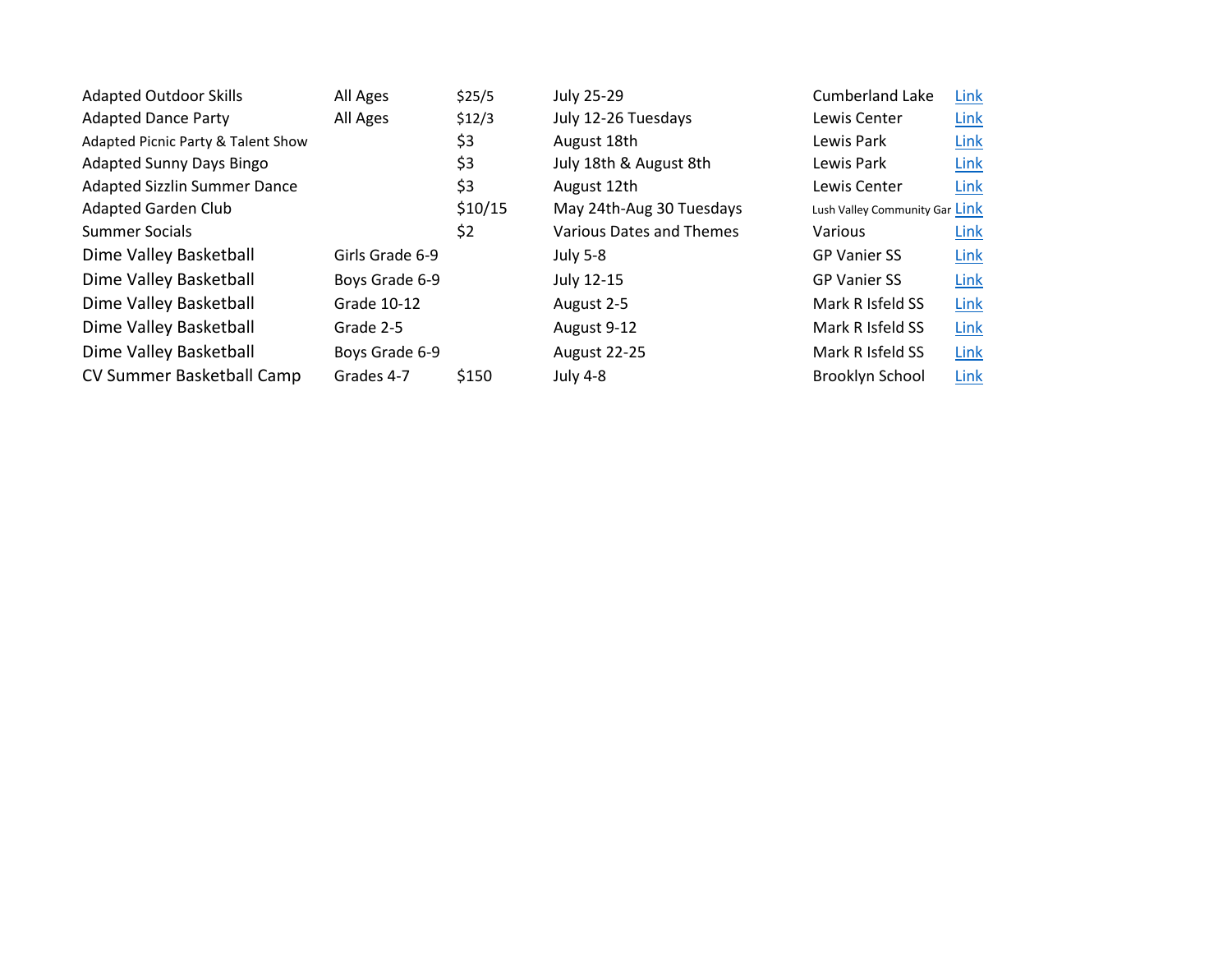| | | | | | |
|---|---|---|---|---|---|
| Adapted Outdoor Skills | All Ages | $25/5 | July 25-29 | Cumberland Lake | Link |
| Adapted Dance Party | All Ages | $12/3 | July 12-26 Tuesdays | Lewis Center | Link |
| Adapted Picnic Party & Talent Show | | $3 | August 18th | Lewis Park | Link |
| Adapted Sunny Days Bingo | | $3 | July 18th & August 8th | Lewis Park | Link |
| Adapted Sizzlin Summer Dance | | $3 | August 12th | Lewis Center | Link |
| Adapted Garden Club | | $10/15 | May 24th-Aug 30 Tuesdays | Lush Valley Community Gar | Link |
| Summer Socials | | $2 | Various Dates and Themes | Various | Link |
| Dime Valley Basketball | Girls Grade 6-9 | | July 5-8 | GP Vanier SS | Link |
| Dime Valley Basketball | Boys Grade 6-9 | | July 12-15 | GP Vanier SS | Link |
| Dime Valley Basketball | Grade 10-12 | | August 2-5 | Mark R Isfeld SS | Link |
| Dime Valley Basketball | Grade 2-5 | | August 9-12 | Mark R Isfeld SS | Link |
| Dime Valley Basketball | Boys Grade 6-9 | | August 22-25 | Mark R Isfeld SS | Link |
| CV Summer Basketball Camp | Grades 4-7 | $150 | July 4-8 | Brooklyn School | Link |